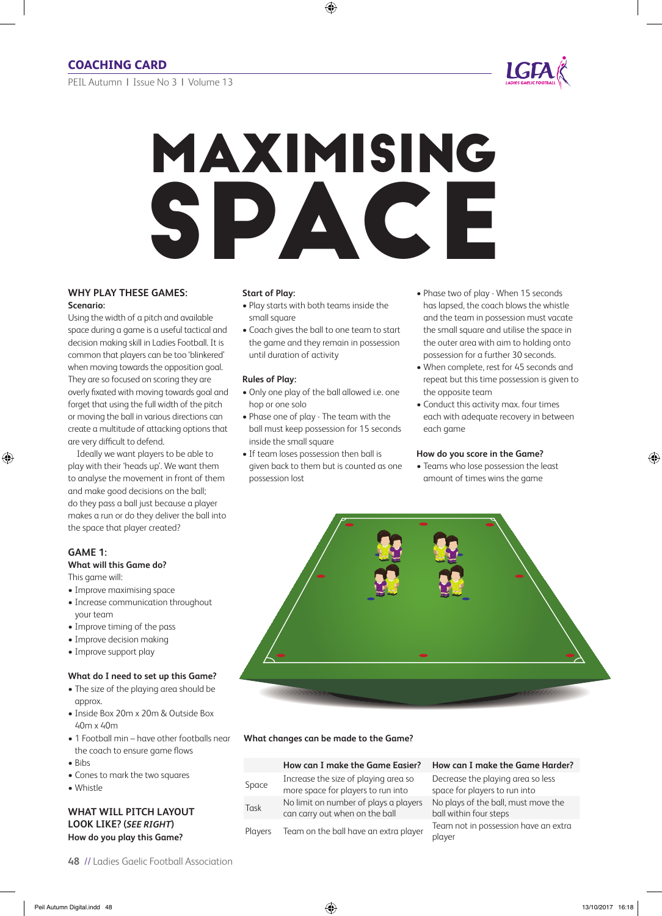## COACHING CARD

# MAXIMISING SPACE

### WHY PLAY THESE GAMES:

**Scenario:**

Using the width of a pitch and available space during a game is a useful tactical and decision making skill in Ladies Football. It is common that players can be too 'blinkered' when moving towards the opposition goal. They are so focused on scoring they are overly fixated with moving towards goal and forget that using the full width of the pitch or moving the ball in various directions can create a multitude of attacking options that are very difficult to defend.

Ideally we want players to be able to play with their 'heads up'. We want them to analyse the movement in front of them and make good decisions on the ball; do they pass a ball just because a player makes a run or do they deliver the ball into the space that player created?

### GAME 1:

**What will this Game do?**

This game will:

- Improve maximising space
- Increase communication throughout your team
- Improve timing of the pass
- Improve decision making
- Improve support play

**What do I need to set up this Game?**

- The size of the playing area should be approx.
- Inside Box 20m x 20m & Outside Box 40m x 40m
- 1 Football min – have other footballs near the coach to ensure game flows
- Bibs
- Cones to mark the two squares
- Whistle

### WHAT WILL PITCH LAYOUT LOOK LIKE? (*SEE RIGHT*)

**How do you play this Game?**

**Start of Play:**

- Play starts with both teams inside the small square
- Coach gives the ball to one team to start the game and they remain in possession until duration of activity

**Rules of Play:**

- Only one play of the ball allowed i.e. one hop or one solo
- Phase one of play - The team with the ball must keep possession for 15 seconds inside the small square
- If team loses possession then ball is given back to them but is counted as one possession lost
- Phase two of play - When 15 seconds has lapsed, the coach blows the whistle and the team in possession must vacate the small square and utilise the space in the outer area with aim to holding onto possession for a further 30 seconds.
- When complete, rest for 45 seconds and repeat but this time possession is given to the opposite team
- Conduct this activity max. four times each with adequate recovery in between each game

**How do you score in the Game?**

- Teams who lose possession the least amount of times wins the game

**What changes can be made to the Game?**

| | How can I make the Game Easier? | How can I make the Game Harder? |
|---|---|---|
| Space | Increase the size of playing area so more space for players to run into | Decrease the playing area so less space for players to run into |
| Task | No limit on number of plays a players can carry out when on the ball | No plays of the ball, must move the ball within four steps |
| Players | Team on the ball have an extra player | Team not in possession have an extra player |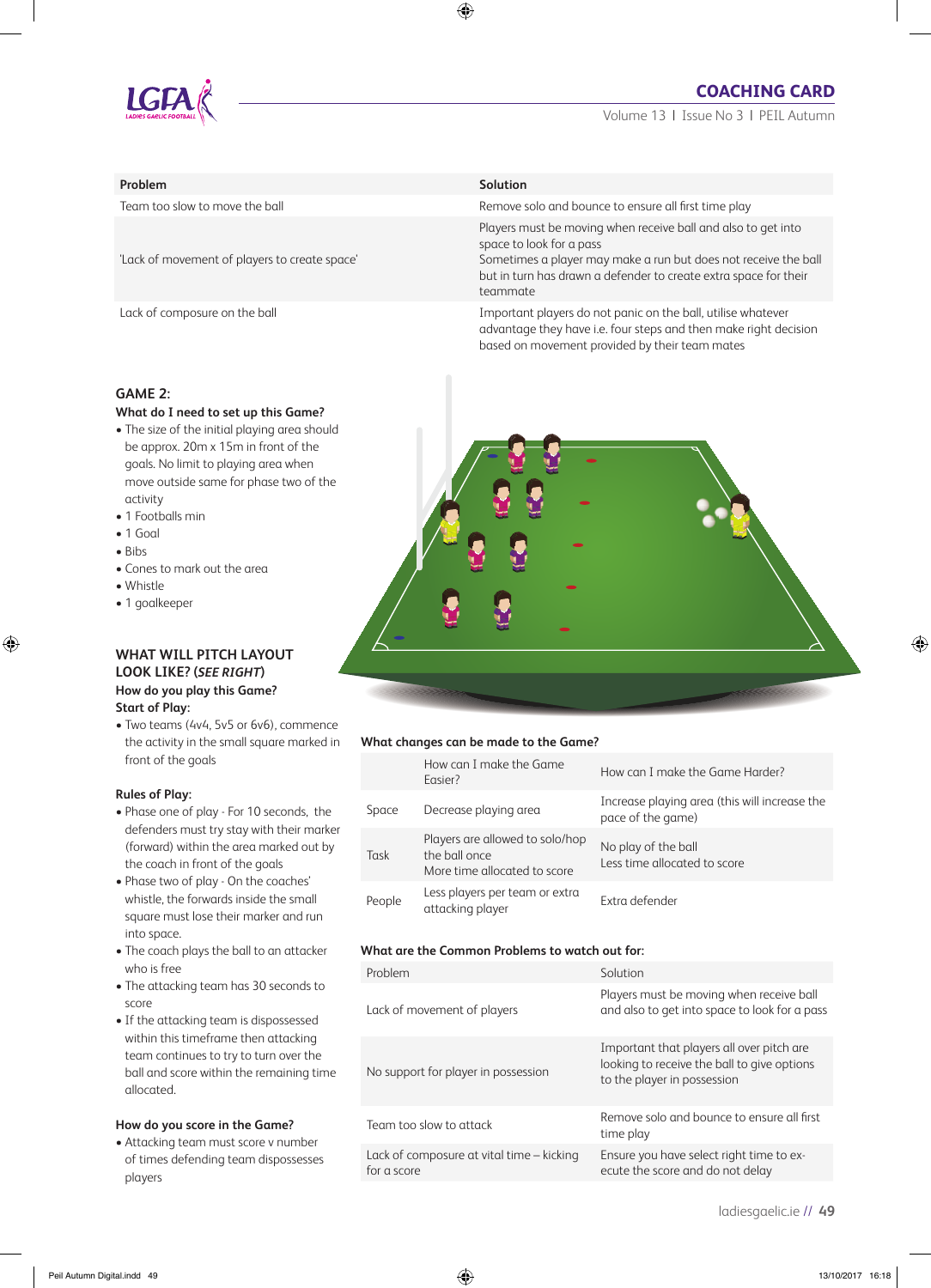| Problem | Solution |
|---|---|
| Team too slow to move the ball | Remove solo and bounce to ensure all first time play |
| 'Lack of movement of players to create space' | Players must be moving when receive ball and also to get into space to look for a pass<br>Sometimes a player may make a run but does not receive the ball but in turn has drawn a defender to create extra space for their teammate |
| Lack of composure on the ball | Important players do not panic on the ball, utilise whatever advantage they have i.e. four steps and then make right decision based on movement provided by their team mates |

## GAME 2:

### What do I need to set up this Game?

- The size of the initial playing area should be approx. 20m x 15m in front of the goals. No limit to playing area when move outside same for phase two of the activity
- 1 Footballs min
- 1 Goal
- Bibs
- Cones to mark out the area
- Whistle
- 1 goalkeeper

### WHAT WILL PITCH LAYOUT LOOK LIKE? (*SEE RIGHT*)

### How do you play this Game?

**Start of Play:**

- Two teams (4v4, 5v5 or 6v6), commence the activity in the small square marked in front of the goals

**Rules of Play:**

- Phase one of play - For 10 seconds, the defenders must try stay with their marker (forward) within the area marked out by the coach in front of the goals
- Phase two of play - On the coaches' whistle, the forwards inside the small square must lose their marker and run into space.
- The coach plays the ball to an attacker who is free
- The attacking team has 30 seconds to score
- If the attacking team is dispossessed within this timeframe then attacking team continues to try to turn over the ball and score within the remaining time allocated.

### How do you score in the Game?

- Attacking team must score v number of times defending team dispossesses players

### What changes can be made to the Game?

| | How can I make the Game Easier? | How can I make the Game Harder? |
|---|---|---|
| Space | Decrease playing area | Increase playing area (this will increase the pace of the game) |
| Task | Players are allowed to solo/hop the ball once<br>More time allocated to score | No play of the ball<br>Less time allocated to score |
| People | Less players per team or extra attacking player | Extra defender |

### What are the Common Problems to watch out for:

| Problem | Solution |
|---|---|
| Lack of movement of players | Players must be moving when receive ball and also to get into space to look for a pass |
| No support for player in possession | Important that players all over pitch are looking to receive the ball to give options to the player in possession |
| Team too slow to attack | Remove solo and bounce to ensure all first time play |
| Lack of composure at vital time – kicking for a score | Ensure you have select right time to execute the score and do not delay |